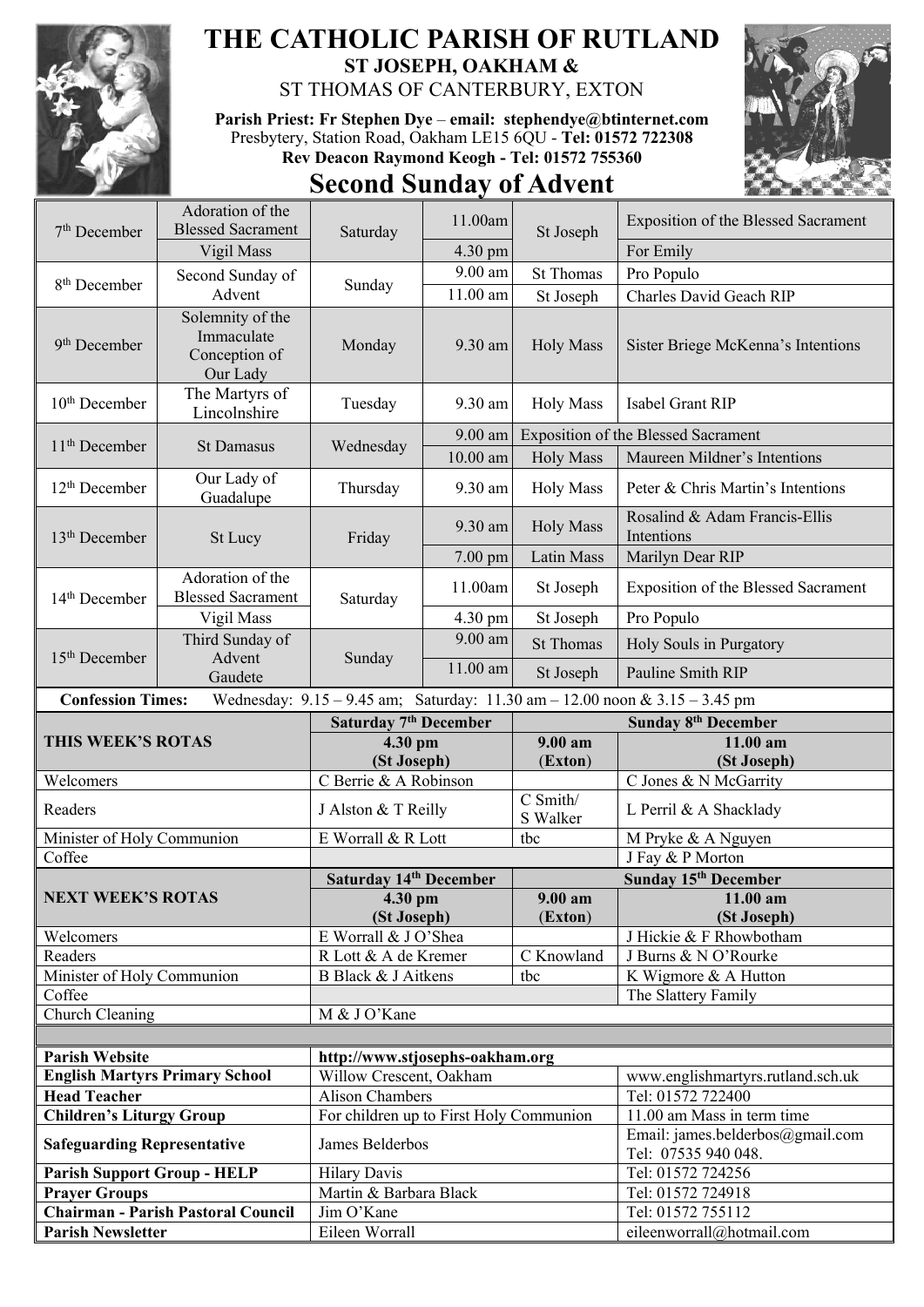# THE CATHOLIC PARISH OF RUTLAND

**ST JOSEPH, OAKHAM &**

ST THOMAS OF CANTERBURY, EXTON

**Parish Priest: Fr Stephen Dye** – **email: stephendye@btinternet.com**
Presbytery, Station Road, Oakham LE15 6QU - **Tel: 01572 722308**
**Rev Deacon Raymond Keogh - Tel: 01572 755360**

## Second Sunday of Advent

| Date | Feast | Day | Time | Place | Intention |
|---|---|---|---|---|---|
| 7th December | Adoration of the Blessed Sacrament | Saturday | 11.00am | St Joseph | Exposition of the Blessed Sacrament |
| | Vigil Mass | | 4.30 pm | | For Emily |
| 8th December | Second Sunday of Advent | Sunday | 9.00 am | St Thomas | Pro Populo |
| | | | 11.00 am | St Joseph | Charles David Geach RIP |
| 9th December | Solemnity of the Immaculate Conception of Our Lady | Monday | 9.30 am | Holy Mass | Sister Briege McKenna's Intentions |
| 10th December | The Martyrs of Lincolnshire | Tuesday | 9.30 am | Holy Mass | Isabel Grant RIP |
| 11th December | St Damasus | Wednesday | 9.00 am | Exposition of the Blessed Sacrament | |
| | | | 10.00 am | Holy Mass | Maureen Mildner's Intentions |
| 12th December | Our Lady of Guadalupe | Thursday | 9.30 am | Holy Mass | Peter & Chris Martin's Intentions |
| 13th December | St Lucy | Friday | 9.30 am | Holy Mass | Rosalind & Adam Francis-Ellis Intentions |
| | | | 7.00 pm | Latin Mass | Marilyn Dear RIP |
| 14th December | Adoration of the Blessed Sacrament | Saturday | 11.00am | St Joseph | Exposition of the Blessed Sacrament |
| | Vigil Mass | | 4.30 pm | St Joseph | Pro Populo |
| 15th December | Third Sunday of Advent Gaudete | Sunday | 9.00 am | St Thomas | Holy Souls in Purgatory |
| | | | 11.00 am | St Joseph | Pauline Smith RIP |

**Confession Times:** Wednesday: 9.15 – 9.45 am; Saturday: 11.30 am – 12.00 noon & 3.15 – 3.45 pm

| **THIS WEEK'S ROTAS** | **Saturday 7th December 4.30 pm (St Joseph)** | **Sunday 8th December 9.00 am (Exton)** | **Sunday 8th December 11.00 am (St Joseph)** |
|---|---|---|---|
| Welcomers | C Berrie & A Robinson | | C Jones & N McGarrity |
| Readers | J Alston & T Reilly | C Smith/ S Walker | L Perril & A Shacklady |
| Minister of Holy Communion | E Worrall & R Lott | tbc | M Pryke & A Nguyen |
| Coffee | | | J Fay & P Morton |

| **NEXT WEEK'S ROTAS** | **Saturday 14th December 4.30 pm (St Joseph)** | **Sunday 15th December 9.00 am (Exton)** | **Sunday 15th December 11.00 am (St Joseph)** |
|---|---|---|---|
| Welcomers | E Worrall & J O'Shea | | J Hickie & F Rhowbotham |
| Readers | R Lott & A de Kremer | C Knowland | J Burns & N O'Rourke |
| Minister of Holy Communion | B Black & J Aitkens | tbc | K Wigmore & A Hutton |
| Coffee | | | The Slattery Family |
| Church Cleaning | M & J O'Kane | | |

| | | |
|---|---|---|
| **Parish Website** | **http://www.stjosephs-oakham.org** | |
| **English Martyrs Primary School** | Willow Crescent, Oakham | www.englishmartyrs.rutland.sch.uk |
| **Head Teacher** | Alison Chambers | Tel: 01572 722400 |
| **Children's Liturgy Group** | For children up to First Holy Communion | 11.00 am Mass in term time |
| **Safeguarding Representative** | James Belderbos | Email: james.belderbos@gmail.com Tel: 07535 940 048. |
| **Parish Support Group - HELP** | Hilary Davis | Tel: 01572 724256 |
| **Prayer Groups** | Martin & Barbara Black | Tel: 01572 724918 |
| **Chairman - Parish Pastoral Council** | Jim O'Kane | Tel: 01572 755112 |
| **Parish Newsletter** | Eileen Worrall | eileenworrall@hotmail.com |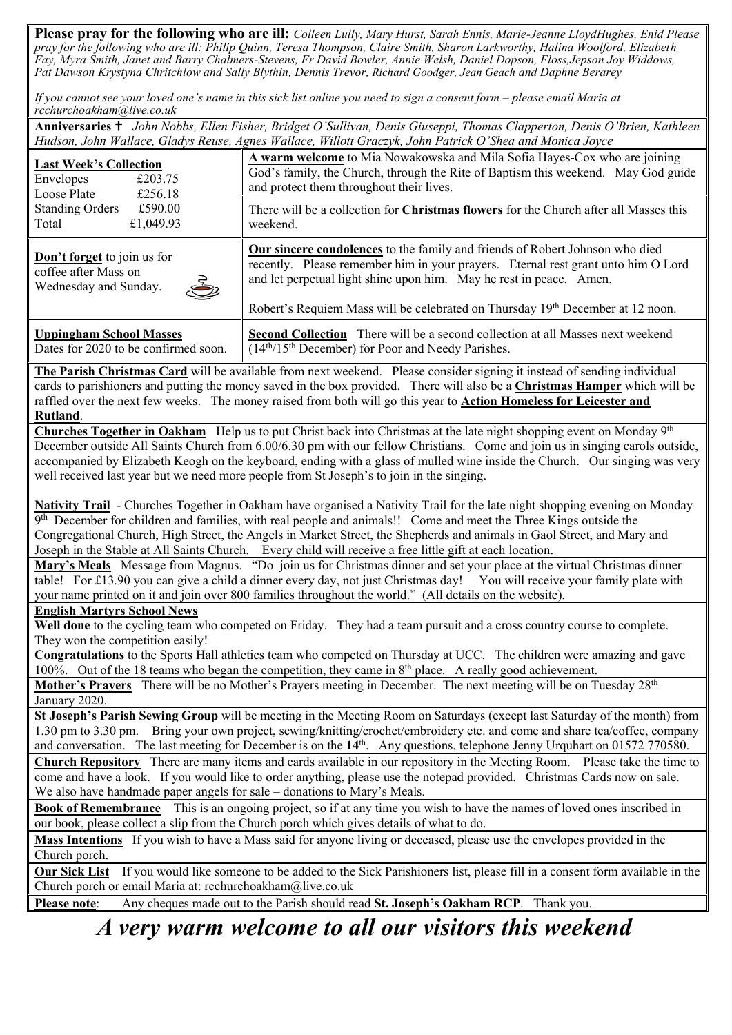**Please pray for the following who are ill:** *Colleen Lully, Mary Hurst, Sarah Ennis, Marie-Jeanne LloydHughes, Enid Please pray for the following who are ill: Philip Quinn, Teresa Thompson, Claire Smith, Sharon Larkworthy, Halina Woolford, Elizabeth Fay, Myra Smith, Janet and Barry Chalmers-Stevens, Fr David Bowler, Annie Welsh, Daniel Dopson, Floss,Jepson Joy Widdows, Pat Dawson Krystyna Chritchlow and Sally Blythin, Dennis Trevor, Richard Goodger, Jean Geach and Daphne Berarey*

*If you cannot see your loved one's name in this sick list online you need to sign a consent form – please email Maria at rcchurchoakham@live.co.uk*

**Anniversaries ✝** *John Nobbs, Ellen Fisher, Bridget O'Sullivan, Denis Giuseppi, Thomas Clapperton, Denis O'Brien, Kathleen Hudson, John Wallace, Gladys Reuse, Agnes Wallace, Willott Graczyk, John Patrick O'Shea and Monica Joyce*

**Last Week's Collection**

| | |
|---|---|
| Envelopes | £203.75 |
| Loose Plate | £256.18 |
| Standing Orders | £590.00 |
| Total | £1,049.93 |

**A warm welcome** to Mia Nowakowska and Mila Sofia Hayes-Cox who are joining God's family, the Church, through the Rite of Baptism this weekend. May God guide and protect them throughout their lives.

There will be a collection for **Christmas flowers** for the Church after all Masses this weekend.

**Don't forget** to join us for coffee after Mass on Wednesday and Sunday.

**Our sincere condolences** to the family and friends of Robert Johnson who died recently. Please remember him in your prayers. Eternal rest grant unto him O Lord and let perpetual light shine upon him. May he rest in peace. Amen.

Robert's Requiem Mass will be celebrated on Thursday 19th December at 12 noon.

**Uppingham School Masses**
Dates for 2020 to be confirmed soon.

**Second Collection** There will be a second collection at all Masses next weekend (14th/15th December) for Poor and Needy Parishes.

**The Parish Christmas Card** will be available from next weekend. Please consider signing it instead of sending individual cards to parishioners and putting the money saved in the box provided. There will also be a **Christmas Hamper** which will be raffled over the next few weeks. The money raised from both will go this year to **Action Homeless for Leicester and Rutland**.

**Churches Together in Oakham** Help us to put Christ back into Christmas at the late night shopping event on Monday 9th December outside All Saints Church from 6.00/6.30 pm with our fellow Christians. Come and join us in singing carols outside, accompanied by Elizabeth Keogh on the keyboard, ending with a glass of mulled wine inside the Church. Our singing was very well received last year but we need more people from St Joseph's to join in the singing.

**Nativity Trail** - Churches Together in Oakham have organised a Nativity Trail for the late night shopping evening on Monday 9th December for children and families, with real people and animals!! Come and meet the Three Kings outside the Congregational Church, High Street, the Angels in Market Street, the Shepherds and animals in Gaol Street, and Mary and Joseph in the Stable at All Saints Church. Every child will receive a free little gift at each location.

**Mary's Meals** Message from Magnus. "Do join us for Christmas dinner and set your place at the virtual Christmas dinner table! For £13.90 you can give a child a dinner every day, not just Christmas day! You will receive your family plate with your name printed on it and join over 800 families throughout the world." (All details on the website).

**English Martyrs School News**

**Well done** to the cycling team who competed on Friday. They had a team pursuit and a cross country course to complete. They won the competition easily!

**Congratulations** to the Sports Hall athletics team who competed on Thursday at UCC. The children were amazing and gave 100%. Out of the 18 teams who began the competition, they came in 8th place. A really good achievement.

**Mother's Prayers** There will be no Mother's Prayers meeting in December. The next meeting will be on Tuesday 28th January 2020.

**St Joseph's Parish Sewing Group** will be meeting in the Meeting Room on Saturdays (except last Saturday of the month) from 1.30 pm to 3.30 pm. Bring your own project, sewing/knitting/crochet/embroidery etc. and come and share tea/coffee, company and conversation. The last meeting for December is on the **14**th. Any questions, telephone Jenny Urquhart on 01572 770580.

**Church Repository** There are many items and cards available in our repository in the Meeting Room. Please take the time to come and have a look. If you would like to order anything, please use the notepad provided. Christmas Cards now on sale. We also have handmade paper angels for sale – donations to Mary's Meals.

**Book of Remembrance** This is an ongoing project, so if at any time you wish to have the names of loved ones inscribed in our book, please collect a slip from the Church porch which gives details of what to do.

**Mass Intentions** If you wish to have a Mass said for anyone living or deceased, please use the envelopes provided in the Church porch.

**Our Sick List** If you would like someone to be added to the Sick Parishioners list, please fill in a consent form available in the Church porch or email Maria at: rcchurchoakham@live.co.uk

**Please note**: Any cheques made out to the Parish should read **St. Joseph's Oakham RCP**. Thank you.

## *A very warm welcome to all our visitors this weekend*